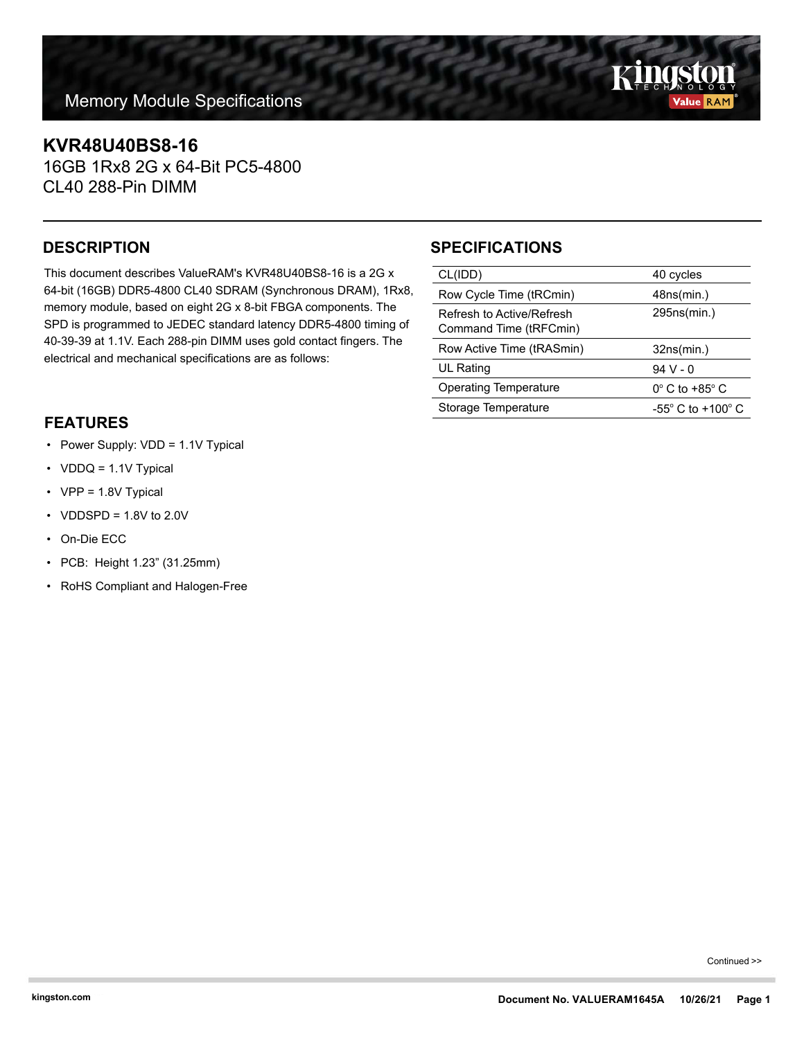Memory Module Specifications

# KVR48U40BS8-16

16GB 1Rx8 2G x 64-Bit PC5-4800
CL40 288-Pin DIMM

## DESCRIPTION

This document describes ValueRAM's KVR48U40BS8-16 is a 2G x 64-bit (16GB) DDR5-4800 CL40 SDRAM (Synchronous DRAM), 1Rx8, memory module, based on eight 2G x 8-bit FBGA components. The SPD is programmed to JEDEC standard latency DDR5-4800 timing of 40-39-39 at 1.1V. Each 288-pin DIMM uses gold contact fingers. The electrical and mechanical specifications are as follows:

## SPECIFICATIONS

| | |
|---|---|
| CL(IDD) | 40 cycles |
| Row Cycle Time (tRCmin) | 48ns(min.) |
| Refresh to Active/Refresh Command Time (tRFCmin) | 295ns(min.) |
| Row Active Time (tRASmin) | 32ns(min.) |
| UL Rating | 94 V - 0 |
| Operating Temperature | 0° C to +85° C |
| Storage Temperature | -55° C to +100° C |

## FEATURES

- Power Supply: VDD = 1.1V Typical
- VDDQ = 1.1V Typical
- VPP = 1.8V Typical
- VDDSPD = 1.8V to 2.0V
- On-Die ECC
- PCB: Height 1.23" (31.25mm)
- RoHS Compliant and Halogen-Free

Continued >>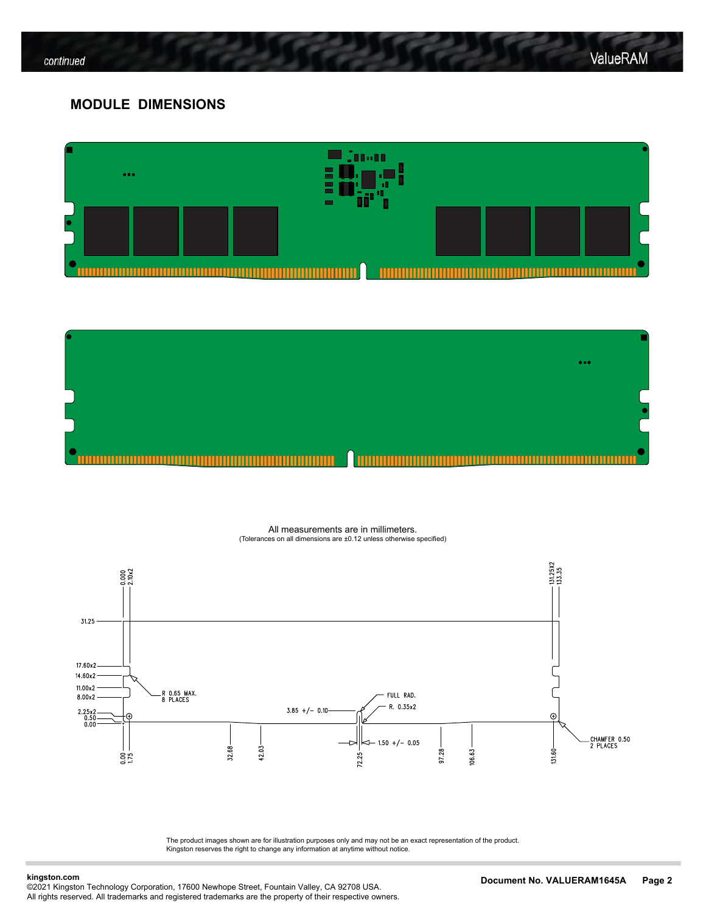## MODULE DIMENSIONS

All measurements are in millimeters.
(Tolerances on all dimensions are ±0.12 unless otherwise specified)

0.000
2.10x2
131.25X2
133.35
31.25
17.60x2
14.60x2
11.00x2
8.00x2
2.25x2
0.50
0.00
R 0.65 MAX.
8 PLACES
3.85 +/- 0.10
FULL RAD.
R. 0.35x2
1.50 +/- 0.05
CHAMFER 0.50
2 PLACES
0.00
1.75
32.68
42.03
72.25
97.28
106.63
131.60

The product images shown are for illustration purposes only and may not be an exact representation of the product.
Kingston reserves the right to change any information at anytime without notice.